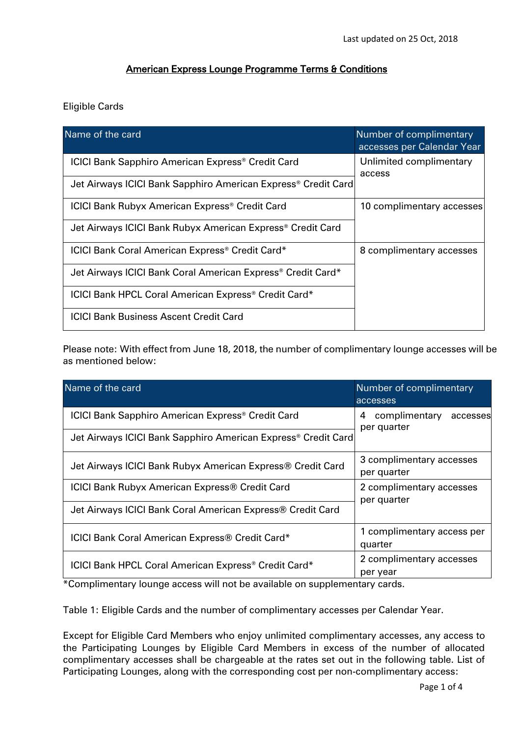Last updated on 25 Oct, 2018

# American Express Lounge Programme Terms & Conditions

Eligible Cards

| Name of the card | Number of complimentary accesses per Calendar Year |
|---|---|
| ICICI Bank Sapphiro American Express® Credit Card | Unlimited complimentary access |
| Jet Airways ICICI Bank Sapphiro American Express® Credit Card | |
| ICICI Bank Rubyx American Express® Credit Card | 10 complimentary accesses |
| Jet Airways ICICI Bank Rubyx American Express® Credit Card | |
| ICICI Bank Coral American Express® Credit Card* | 8 complimentary accesses |
| Jet Airways ICICI Bank Coral American Express® Credit Card* | |
| ICICI Bank HPCL Coral American Express® Credit Card* | |
| ICICI Bank Business Ascent Credit Card | |

Please note: With effect from June 18, 2018, the number of complimentary lounge accesses will be as mentioned below:

| Name of the card | Number of complimentary accesses |
|---|---|
| ICICI Bank Sapphiro American Express® Credit Card | 4 complimentary accesses per quarter |
| Jet Airways ICICI Bank Sapphiro American Express® Credit Card | |
| Jet Airways ICICI Bank Rubyx American Express® Credit Card | 3 complimentary accesses per quarter |
| ICICI Bank Rubyx American Express® Credit Card | 2 complimentary accesses per quarter |
| Jet Airways ICICI Bank Coral American Express® Credit Card | |
| ICICI Bank Coral American Express® Credit Card* | 1 complimentary access per quarter |
| ICICI Bank HPCL Coral American Express® Credit Card* | 2 complimentary accesses per year |

*Complimentary lounge access will not be available on supplementary cards.

Table 1: Eligible Cards and the number of complimentary accesses per Calendar Year.

Except for Eligible Card Members who enjoy unlimited complimentary accesses, any access to the Participating Lounges by Eligible Card Members in excess of the number of allocated complimentary accesses shall be chargeable at the rates set out in the following table. List of Participating Lounges, along with the corresponding cost per non-complimentary access: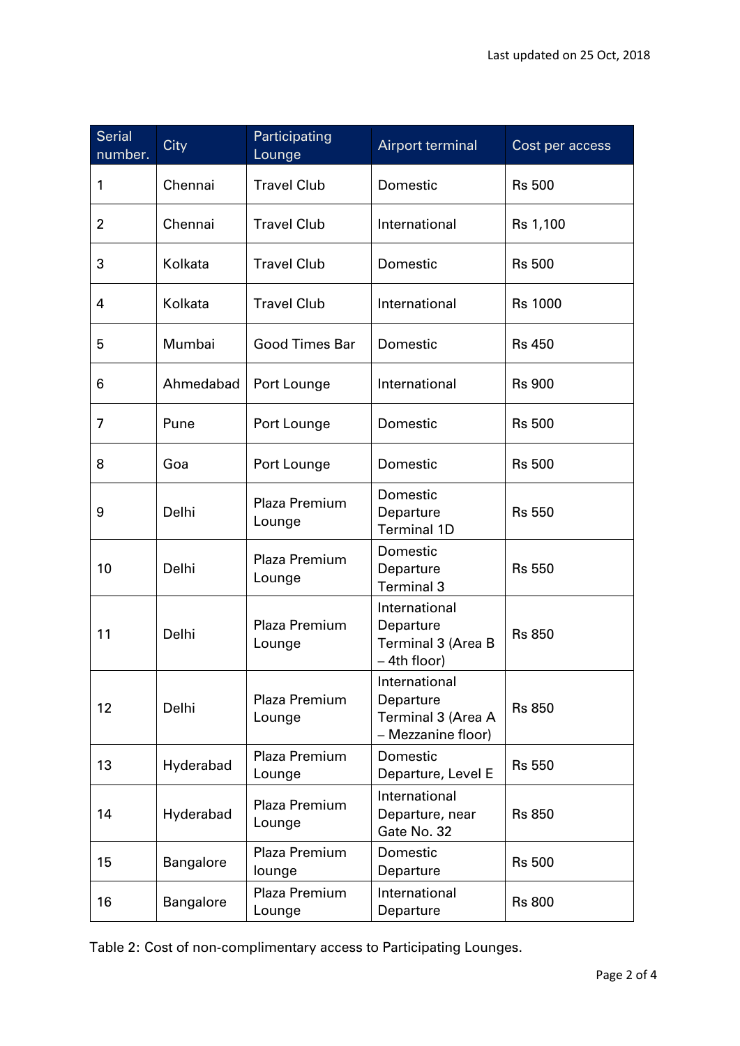Last updated on 25 Oct, 2018

| Serial number. | City | Participating Lounge | Airport terminal | Cost per access |
|---|---|---|---|---|
| 1 | Chennai | Travel Club | Domestic | Rs 500 |
| 2 | Chennai | Travel Club | International | Rs 1,100 |
| 3 | Kolkata | Travel Club | Domestic | Rs 500 |
| 4 | Kolkata | Travel Club | International | Rs 1000 |
| 5 | Mumbai | Good Times Bar | Domestic | Rs 450 |
| 6 | Ahmedabad | Port Lounge | International | Rs 900 |
| 7 | Pune | Port Lounge | Domestic | Rs 500 |
| 8 | Goa | Port Lounge | Domestic | Rs 500 |
| 9 | Delhi | Plaza Premium Lounge | Domestic Departure Terminal 1D | Rs 550 |
| 10 | Delhi | Plaza Premium Lounge | Domestic Departure Terminal 3 | Rs 550 |
| 11 | Delhi | Plaza Premium Lounge | International Departure Terminal 3 (Area B – 4th floor) | Rs 850 |
| 12 | Delhi | Plaza Premium Lounge | International Departure Terminal 3 (Area A – Mezzanine floor) | Rs 850 |
| 13 | Hyderabad | Plaza Premium Lounge | Domestic Departure, Level E | Rs 550 |
| 14 | Hyderabad | Plaza Premium Lounge | International Departure, near Gate No. 32 | Rs 850 |
| 15 | Bangalore | Plaza Premium lounge | Domestic Departure | Rs 500 |
| 16 | Bangalore | Plaza Premium Lounge | International Departure | Rs 800 |

Table 2: Cost of non-complimentary access to Participating Lounges.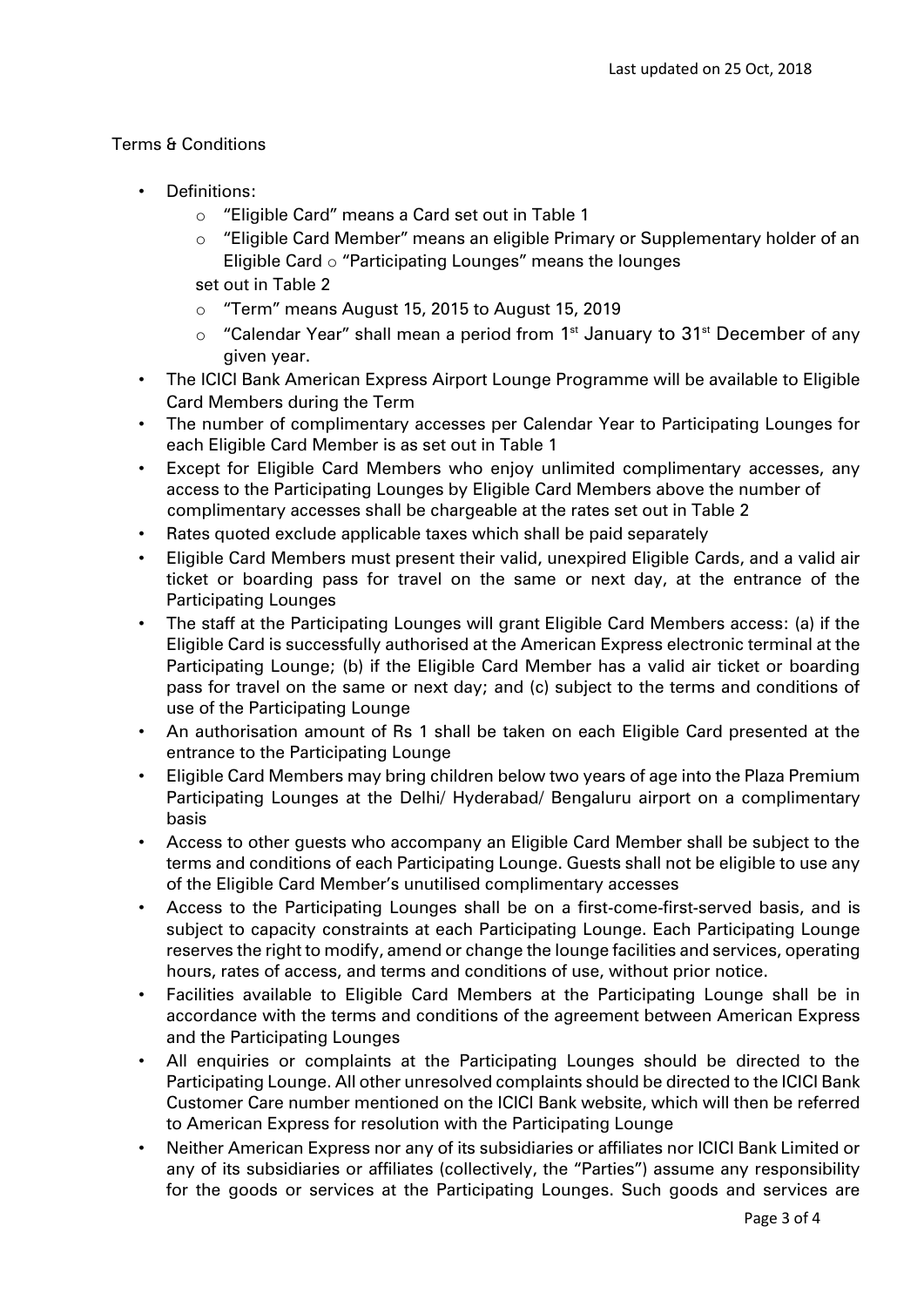Last updated on 25 Oct, 2018

Terms & Conditions

- Definitions:
  - "Eligible Card" means a Card set out in Table 1
  - "Eligible Card Member" means an eligible Primary or Supplementary holder of an Eligible Card
  - "Participating Lounges" means the lounges set out in Table 2
  - "Term" means August 15, 2015 to August 15, 2019
  - "Calendar Year" shall mean a period from 1st January to 31st December of any given year.
- The ICICI Bank American Express Airport Lounge Programme will be available to Eligible Card Members during the Term
- The number of complimentary accesses per Calendar Year to Participating Lounges for each Eligible Card Member is as set out in Table 1
- Except for Eligible Card Members who enjoy unlimited complimentary accesses, any access to the Participating Lounges by Eligible Card Members above the number of complimentary accesses shall be chargeable at the rates set out in Table 2
- Rates quoted exclude applicable taxes which shall be paid separately
- Eligible Card Members must present their valid, unexpired Eligible Cards, and a valid air ticket or boarding pass for travel on the same or next day, at the entrance of the Participating Lounges
- The staff at the Participating Lounges will grant Eligible Card Members access: (a) if the Eligible Card is successfully authorised at the American Express electronic terminal at the Participating Lounge; (b) if the Eligible Card Member has a valid air ticket or boarding pass for travel on the same or next day; and (c) subject to the terms and conditions of use of the Participating Lounge
- An authorisation amount of Rs 1 shall be taken on each Eligible Card presented at the entrance to the Participating Lounge
- Eligible Card Members may bring children below two years of age into the Plaza Premium Participating Lounges at the Delhi/ Hyderabad/ Bengaluru airport on a complimentary basis
- Access to other guests who accompany an Eligible Card Member shall be subject to the terms and conditions of each Participating Lounge. Guests shall not be eligible to use any of the Eligible Card Member's unutilised complimentary accesses
- Access to the Participating Lounges shall be on a first-come-first-served basis, and is subject to capacity constraints at each Participating Lounge. Each Participating Lounge reserves the right to modify, amend or change the lounge facilities and services, operating hours, rates of access, and terms and conditions of use, without prior notice.
- Facilities available to Eligible Card Members at the Participating Lounge shall be in accordance with the terms and conditions of the agreement between American Express and the Participating Lounges
- All enquiries or complaints at the Participating Lounges should be directed to the Participating Lounge. All other unresolved complaints should be directed to the ICICI Bank Customer Care number mentioned on the ICICI Bank website, which will then be referred to American Express for resolution with the Participating Lounge
- Neither American Express nor any of its subsidiaries or affiliates nor ICICI Bank Limited or any of its subsidiaries or affiliates (collectively, the "Parties") assume any responsibility for the goods or services at the Participating Lounges. Such goods and services are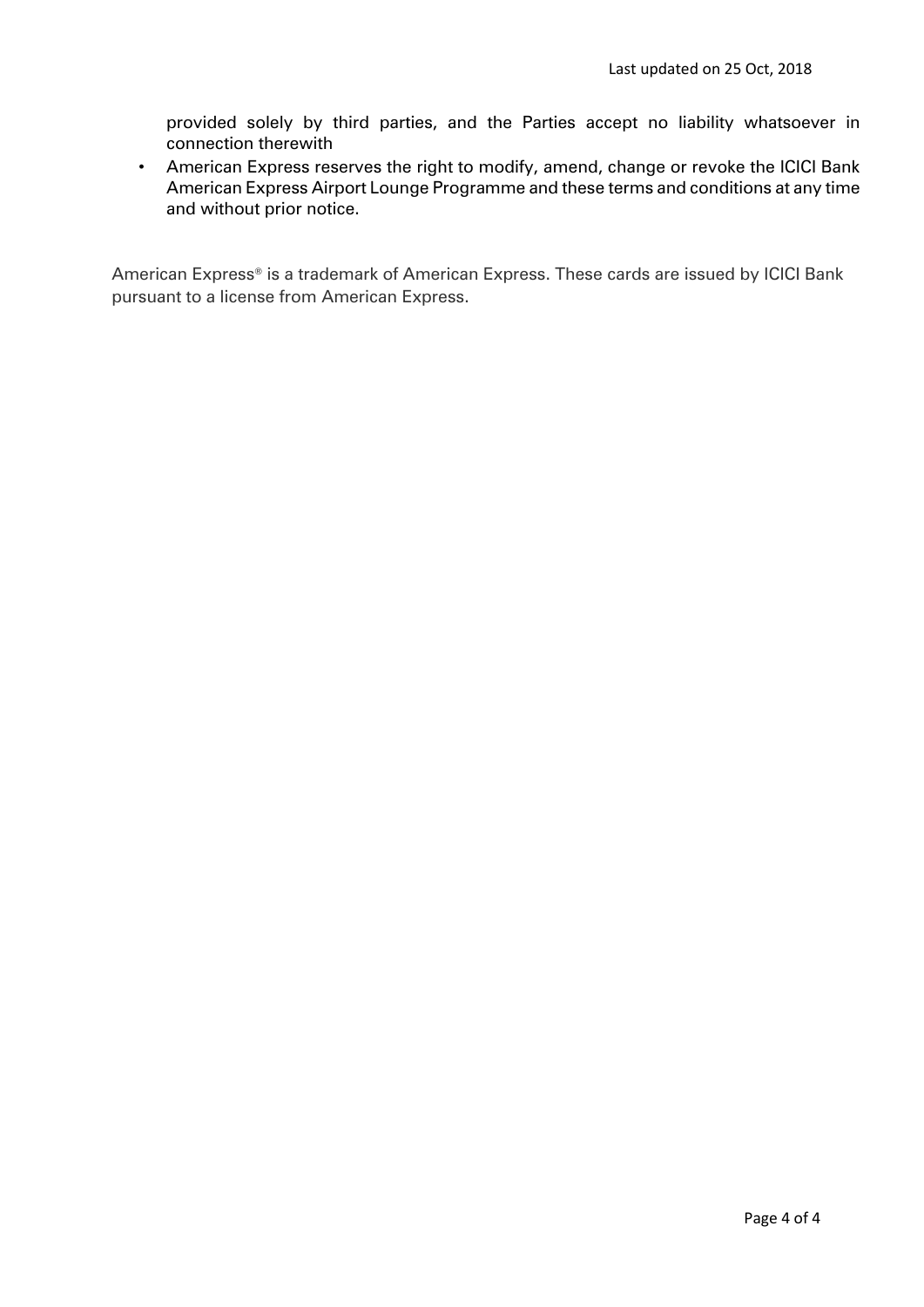provided solely by third parties, and the Parties accept no liability whatsoever in connection therewith

- American Express reserves the right to modify, amend, change or revoke the ICICI Bank American Express Airport Lounge Programme and these terms and conditions at any time and without prior notice.

American Express® is a trademark of American Express. These cards are issued by ICICI Bank pursuant to a license from American Express.